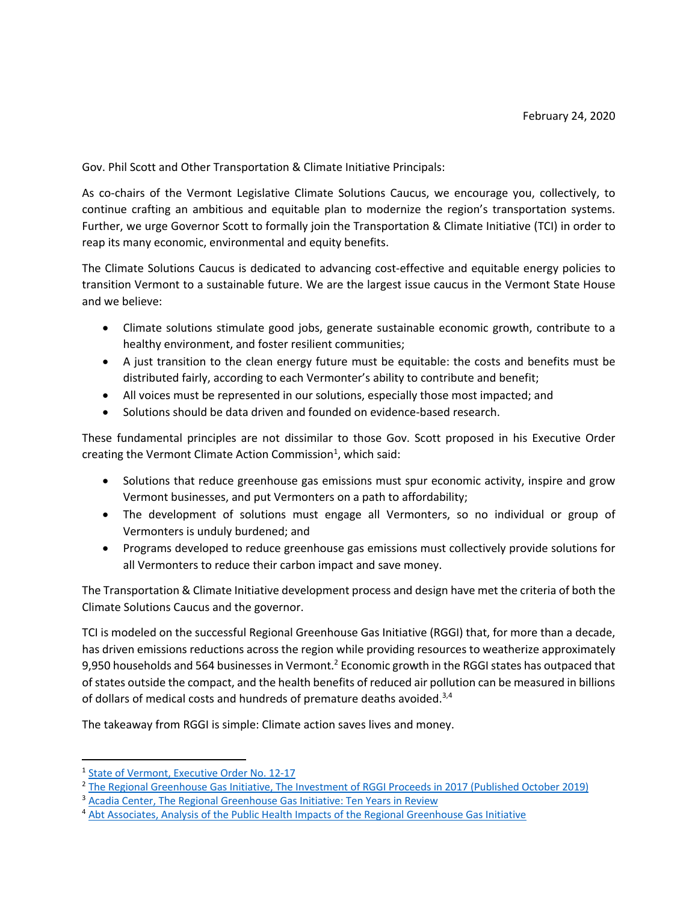February 24, 2020

Gov. Phil Scott and Other Transportation & Climate Initiative Principals:

As co-chairs of the Vermont Legislative Climate Solutions Caucus, we encourage you, collectively, to continue crafting an ambitious and equitable plan to modernize the region's transportation systems. Further, we urge Governor Scott to formally join the Transportation & Climate Initiative (TCI) in order to reap its many economic, environmental and equity benefits.

The Climate Solutions Caucus is dedicated to advancing cost-effective and equitable energy policies to transition Vermont to a sustainable future. We are the largest issue caucus in the Vermont State House and we believe:

- Climate solutions stimulate good jobs, generate sustainable economic growth, contribute to a healthy environment, and foster resilient communities;
- A just transition to the clean energy future must be equitable: the costs and benefits must be distributed fairly, according to each Vermonter's ability to contribute and benefit;
- All voices must be represented in our solutions, especially those most impacted; and
- Solutions should be data driven and founded on evidence-based research.

These fundamental principles are not dissimilar to those Gov. Scott proposed in his Executive Order creating the Vermont Climate Action Commission[1], which said:

- Solutions that reduce greenhouse gas emissions must spur economic activity, inspire and grow Vermont businesses, and put Vermonters on a path to affordability;
- The development of solutions must engage all Vermonters, so no individual or group of Vermonters is unduly burdened; and
- Programs developed to reduce greenhouse gas emissions must collectively provide solutions for all Vermonters to reduce their carbon impact and save money.

The Transportation & Climate Initiative development process and design have met the criteria of both the Climate Solutions Caucus and the governor.

TCI is modeled on the successful Regional Greenhouse Gas Initiative (RGGI) that, for more than a decade, has driven emissions reductions across the region while providing resources to weatherize approximately 9,950 households and 564 businesses in Vermont.[2] Economic growth in the RGGI states has outpaced that of states outside the compact, and the health benefits of reduced air pollution can be measured in billions of dollars of medical costs and hundreds of premature deaths avoided.[3,4]

The takeaway from RGGI is simple: Climate action saves lives and money.

---

[1] State of Vermont, Executive Order No. 12-17

[2] The Regional Greenhouse Gas Initiative, The Investment of RGGI Proceeds in 2017 (Published October 2019)

[3] Acadia Center, The Regional Greenhouse Gas Initiative: Ten Years in Review

[4] Abt Associates, Analysis of the Public Health Impacts of the Regional Greenhouse Gas Initiative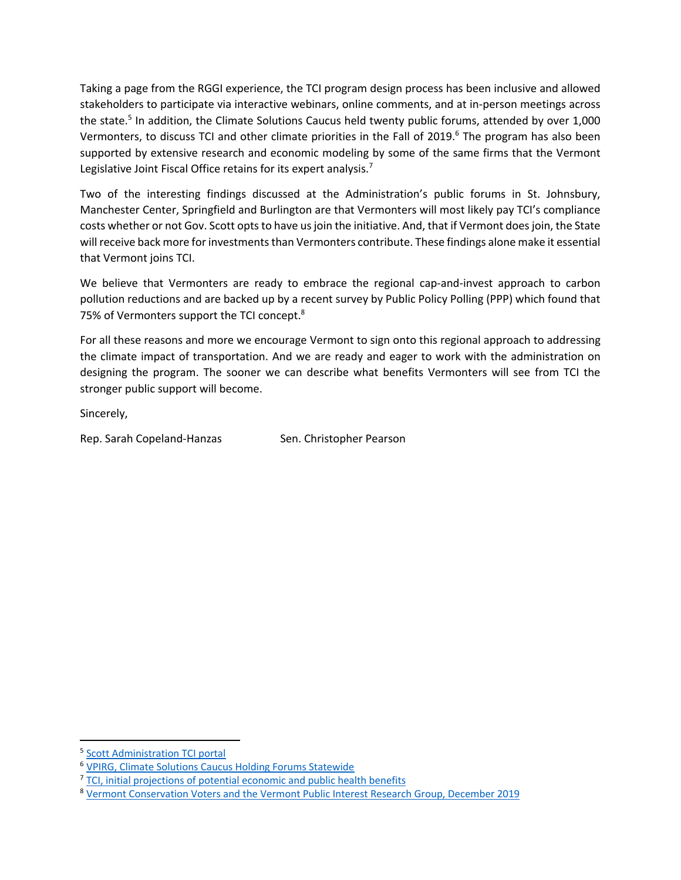Taking a page from the RGGI experience, the TCI program design process has been inclusive and allowed stakeholders to participate via interactive webinars, online comments, and at in-person meetings across the state.[5] In addition, the Climate Solutions Caucus held twenty public forums, attended by over 1,000 Vermonters, to discuss TCI and other climate priorities in the Fall of 2019.[6] The program has also been supported by extensive research and economic modeling by some of the same firms that the Vermont Legislative Joint Fiscal Office retains for its expert analysis.[7]

Two of the interesting findings discussed at the Administration's public forums in St. Johnsbury, Manchester Center, Springfield and Burlington are that Vermonters will most likely pay TCI's compliance costs whether or not Gov. Scott opts to have us join the initiative. And, that if Vermont does join, the State will receive back more for investments than Vermonters contribute. These findings alone make it essential that Vermont joins TCI.

We believe that Vermonters are ready to embrace the regional cap-and-invest approach to carbon pollution reductions and are backed up by a recent survey by Public Policy Polling (PPP) which found that 75% of Vermonters support the TCI concept.[8]

For all these reasons and more we encourage Vermont to sign onto this regional approach to addressing the climate impact of transportation. And we are ready and eager to work with the administration on designing the program. The sooner we can describe what benefits Vermonters will see from TCI the stronger public support will become.

Sincerely,

Rep. Sarah Copeland-Hanzas Sen. Christopher Pearson

---

[5] Scott Administration TCI portal

[6] VPIRG, Climate Solutions Caucus Holding Forums Statewide

[7] TCI, initial projections of potential economic and public health benefits

[8] Vermont Conservation Voters and the Vermont Public Interest Research Group, December 2019